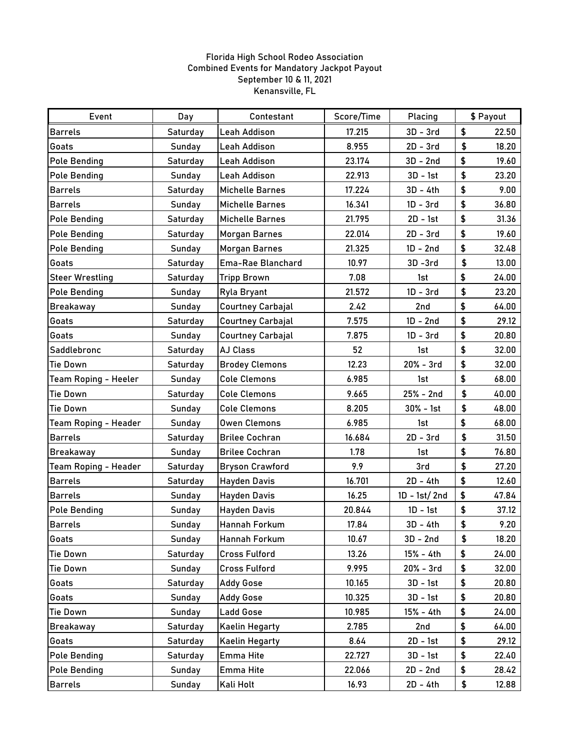Florida High School Rodeo Association
Combined Events for Mandatory Jackpot Payout
September 10 & 11, 2021
Kenansville, FL

| Event | Day | Contestant | Score/Time | Placing | $ Payout |
|---|---|---|---|---|---|
| Barrels | Saturday | Leah Addison | 17.215 | 3D - 3rd | $ 22.50 |
| Goats | Sunday | Leah Addison | 8.955 | 2D - 3rd | $ 18.20 |
| Pole Bending | Saturday | Leah Addison | 23.174 | 3D - 2nd | $ 19.60 |
| Pole Bending | Sunday | Leah Addison | 22.913 | 3D - 1st | $ 23.20 |
| Barrels | Saturday | Michelle Barnes | 17.224 | 3D - 4th | $ 9.00 |
| Barrels | Sunday | Michelle Barnes | 16.341 | 1D - 3rd | $ 36.80 |
| Pole Bending | Saturday | Michelle Barnes | 21.795 | 2D - 1st | $ 31.36 |
| Pole Bending | Saturday | Morgan Barnes | 22.014 | 2D - 3rd | $ 19.60 |
| Pole Bending | Sunday | Morgan Barnes | 21.325 | 1D - 2nd | $ 32.48 |
| Goats | Saturday | Ema-Rae Blanchard | 10.97 | 3D -3rd | $ 13.00 |
| Steer Wrestling | Saturday | Tripp Brown | 7.08 | 1st | $ 24.00 |
| Pole Bending | Sunday | Ryla Bryant | 21.572 | 1D - 3rd | $ 23.20 |
| Breakaway | Sunday | Courtney Carbajal | 2.42 | 2nd | $ 64.00 |
| Goats | Saturday | Courtney Carbajal | 7.575 | 1D - 2nd | $ 29.12 |
| Goats | Sunday | Courtney Carbajal | 7.875 | 1D - 3rd | $ 20.80 |
| Saddlebronc | Saturday | AJ Class | 52 | 1st | $ 32.00 |
| Tie Down | Saturday | Brodey Clemons | 12.23 | 20% - 3rd | $ 32.00 |
| Team Roping - Heeler | Sunday | Cole Clemons | 6.985 | 1st | $ 68.00 |
| Tie Down | Saturday | Cole Clemons | 9.665 | 25% - 2nd | $ 40.00 |
| Tie Down | Sunday | Cole Clemons | 8.205 | 30% - 1st | $ 48.00 |
| Team Roping - Header | Sunday | Owen Clemons | 6.985 | 1st | $ 68.00 |
| Barrels | Saturday | Brilee Cochran | 16.684 | 2D - 3rd | $ 31.50 |
| Breakaway | Sunday | Brilee Cochran | 1.78 | 1st | $ 76.80 |
| Team Roping - Header | Saturday | Bryson Crawford | 9.9 | 3rd | $ 27.20 |
| Barrels | Saturday | Hayden Davis | 16.701 | 2D - 4th | $ 12.60 |
| Barrels | Sunday | Hayden Davis | 16.25 | 1D - 1st/ 2nd | $ 47.84 |
| Pole Bending | Sunday | Hayden Davis | 20.844 | 1D - 1st | $ 37.12 |
| Barrels | Sunday | Hannah Forkum | 17.84 | 3D - 4th | $ 9.20 |
| Goats | Sunday | Hannah Forkum | 10.67 | 3D - 2nd | $ 18.20 |
| Tie Down | Saturday | Cross Fulford | 13.26 | 15% - 4th | $ 24.00 |
| Tie Down | Sunday | Cross Fulford | 9.995 | 20% - 3rd | $ 32.00 |
| Goats | Saturday | Addy Gose | 10.165 | 3D - 1st | $ 20.80 |
| Goats | Sunday | Addy Gose | 10.325 | 3D - 1st | $ 20.80 |
| Tie Down | Sunday | Ladd Gose | 10.985 | 15% - 4th | $ 24.00 |
| Breakaway | Saturday | Kaelin Hegarty | 2.785 | 2nd | $ 64.00 |
| Goats | Saturday | Kaelin Hegarty | 8.64 | 2D - 1st | $ 29.12 |
| Pole Bending | Saturday | Emma Hite | 22.727 | 3D - 1st | $ 22.40 |
| Pole Bending | Sunday | Emma Hite | 22.066 | 2D - 2nd | $ 28.42 |
| Barrels | Sunday | Kali Holt | 16.93 | 2D - 4th | $ 12.88 |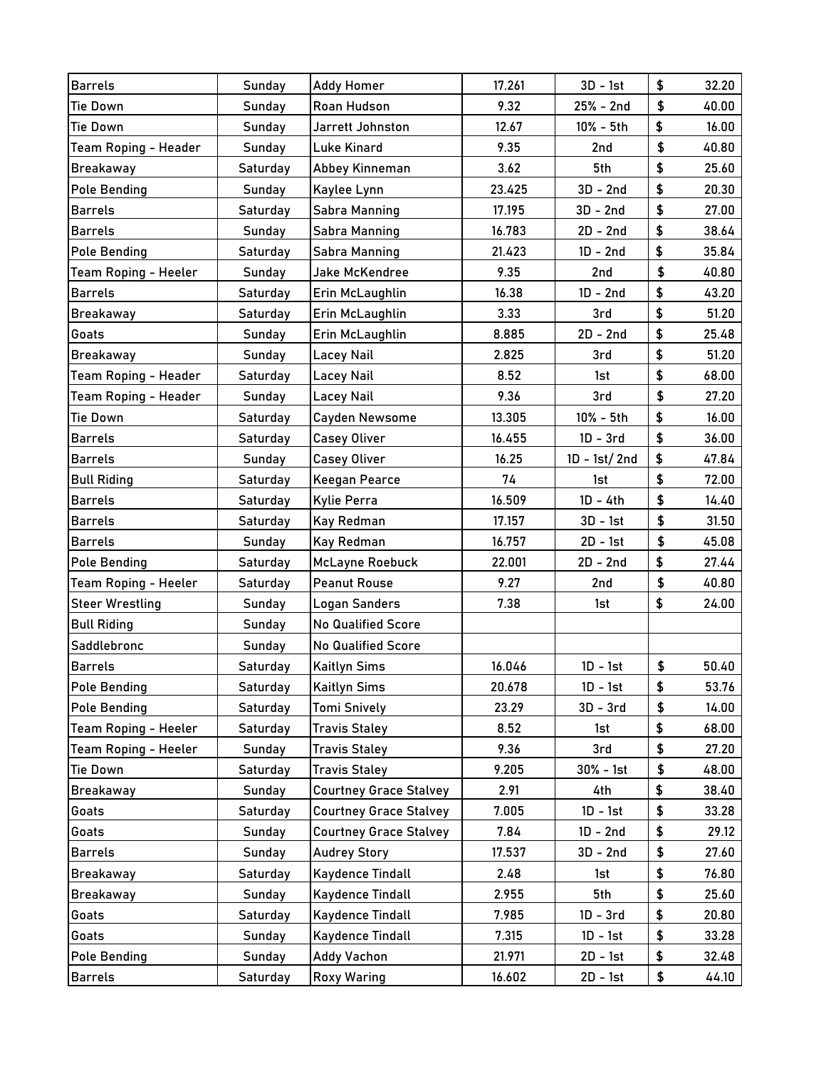| Barrels | Sunday | Addy Homer | 17.261 | 3D - 1st | $ 32.20 |
|---|---|---|---|---|---|
| Tie Down | Sunday | Roan Hudson | 9.32 | 25% - 2nd | $ 40.00 |
| Tie Down | Sunday | Jarrett Johnston | 12.67 | 10% - 5th | $ 16.00 |
| Team Roping - Header | Sunday | Luke Kinard | 9.35 | 2nd | $ 40.80 |
| Breakaway | Saturday | Abbey Kinneman | 3.62 | 5th | $ 25.60 |
| Pole Bending | Sunday | Kaylee Lynn | 23.425 | 3D - 2nd | $ 20.30 |
| Barrels | Saturday | Sabra Manning | 17.195 | 3D - 2nd | $ 27.00 |
| Barrels | Sunday | Sabra Manning | 16.783 | 2D - 2nd | $ 38.64 |
| Pole Bending | Saturday | Sabra Manning | 21.423 | 1D - 2nd | $ 35.84 |
| Team Roping - Heeler | Sunday | Jake McKendree | 9.35 | 2nd | $ 40.80 |
| Barrels | Saturday | Erin McLaughlin | 16.38 | 1D - 2nd | $ 43.20 |
| Breakaway | Saturday | Erin McLaughlin | 3.33 | 3rd | $ 51.20 |
| Goats | Sunday | Erin McLaughlin | 8.885 | 2D - 2nd | $ 25.48 |
| Breakaway | Sunday | Lacey Nail | 2.825 | 3rd | $ 51.20 |
| Team Roping - Header | Saturday | Lacey Nail | 8.52 | 1st | $ 68.00 |
| Team Roping - Header | Sunday | Lacey Nail | 9.36 | 3rd | $ 27.20 |
| Tie Down | Saturday | Cayden Newsome | 13.305 | 10% - 5th | $ 16.00 |
| Barrels | Saturday | Casey Oliver | 16.455 | 1D - 3rd | $ 36.00 |
| Barrels | Sunday | Casey Oliver | 16.25 | 1D - 1st/ 2nd | $ 47.84 |
| Bull Riding | Saturday | Keegan Pearce | 74 | 1st | $ 72.00 |
| Barrels | Saturday | Kylie Perra | 16.509 | 1D - 4th | $ 14.40 |
| Barrels | Saturday | Kay Redman | 17.157 | 3D - 1st | $ 31.50 |
| Barrels | Sunday | Kay Redman | 16.757 | 2D - 1st | $ 45.08 |
| Pole Bending | Saturday | McLayne Roebuck | 22.001 | 2D - 2nd | $ 27.44 |
| Team Roping - Heeler | Saturday | Peanut Rouse | 9.27 | 2nd | $ 40.80 |
| Steer Wrestling | Sunday | Logan Sanders | 7.38 | 1st | $ 24.00 |
| Bull Riding | Sunday | No Qualified Score | | | |
| Saddlebronc | Sunday | No Qualified Score | | | |
| Barrels | Saturday | Kaitlyn Sims | 16.046 | 1D - 1st | $ 50.40 |
| Pole Bending | Saturday | Kaitlyn Sims | 20.678 | 1D - 1st | $ 53.76 |
| Pole Bending | Saturday | Tomi Snively | 23.29 | 3D - 3rd | $ 14.00 |
| Team Roping - Heeler | Saturday | Travis Staley | 8.52 | 1st | $ 68.00 |
| Team Roping - Heeler | Sunday | Travis Staley | 9.36 | 3rd | $ 27.20 |
| Tie Down | Saturday | Travis Staley | 9.205 | 30% - 1st | $ 48.00 |
| Breakaway | Sunday | Courtney Grace Stalvey | 2.91 | 4th | $ 38.40 |
| Goats | Saturday | Courtney Grace Stalvey | 7.005 | 1D - 1st | $ 33.28 |
| Goats | Sunday | Courtney Grace Stalvey | 7.84 | 1D - 2nd | $ 29.12 |
| Barrels | Sunday | Audrey Story | 17.537 | 3D - 2nd | $ 27.60 |
| Breakaway | Saturday | Kaydence Tindall | 2.48 | 1st | $ 76.80 |
| Breakaway | Sunday | Kaydence Tindall | 2.955 | 5th | $ 25.60 |
| Goats | Saturday | Kaydence Tindall | 7.985 | 1D - 3rd | $ 20.80 |
| Goats | Sunday | Kaydence Tindall | 7.315 | 1D - 1st | $ 33.28 |
| Pole Bending | Sunday | Addy Vachon | 21.971 | 2D - 1st | $ 32.48 |
| Barrels | Saturday | Roxy Waring | 16.602 | 2D - 1st | $ 44.10 |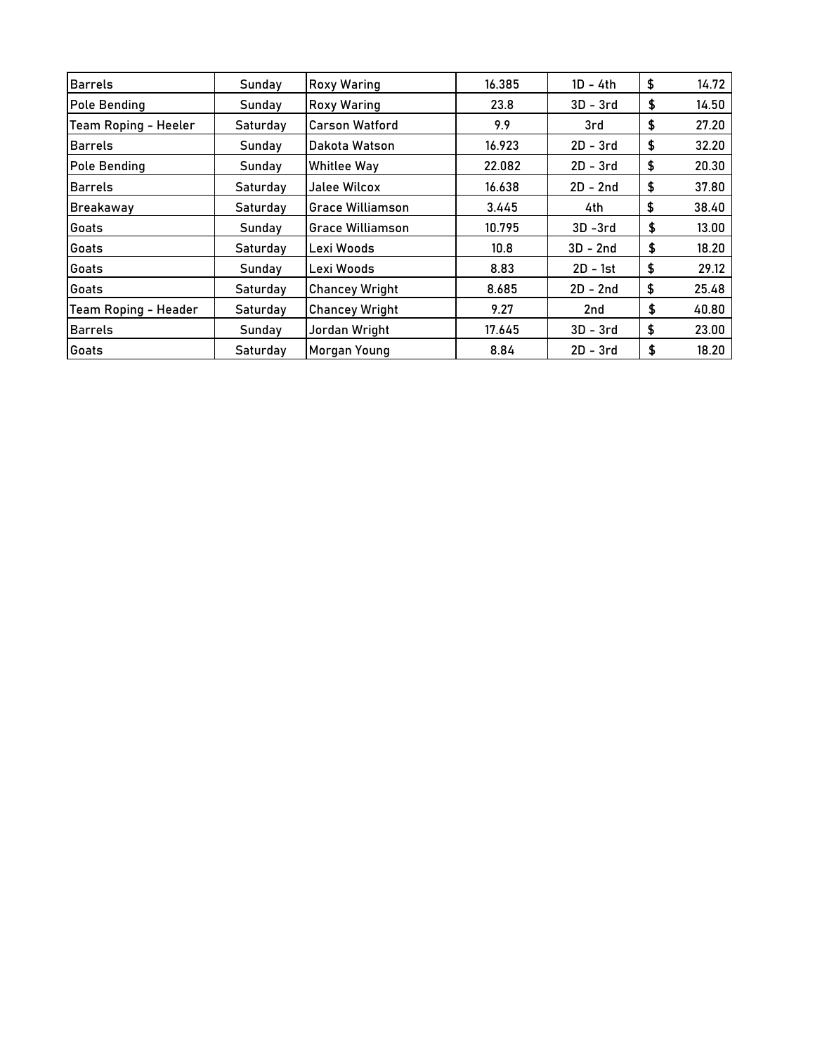| | | | | | |
|---|---|---|---|---|---|
| Barrels | Sunday | Roxy Waring | 16.385 | 1D - 4th | $ 14.72 |
| Pole Bending | Sunday | Roxy Waring | 23.8 | 3D - 3rd | $ 14.50 |
| Team Roping - Heeler | Saturday | Carson Watford | 9.9 | 3rd | $ 27.20 |
| Barrels | Sunday | Dakota Watson | 16.923 | 2D - 3rd | $ 32.20 |
| Pole Bending | Sunday | Whitlee Way | 22.082 | 2D - 3rd | $ 20.30 |
| Barrels | Saturday | Jalee Wilcox | 16.638 | 2D - 2nd | $ 37.80 |
| Breakaway | Saturday | Grace Williamson | 3.445 | 4th | $ 38.40 |
| Goats | Sunday | Grace Williamson | 10.795 | 3D -3rd | $ 13.00 |
| Goats | Saturday | Lexi Woods | 10.8 | 3D - 2nd | $ 18.20 |
| Goats | Sunday | Lexi Woods | 8.83 | 2D - 1st | $ 29.12 |
| Goats | Saturday | Chancey Wright | 8.685 | 2D - 2nd | $ 25.48 |
| Team Roping - Header | Saturday | Chancey Wright | 9.27 | 2nd | $ 40.80 |
| Barrels | Sunday | Jordan Wright | 17.645 | 3D - 3rd | $ 23.00 |
| Goats | Saturday | Morgan Young | 8.84 | 2D - 3rd | $ 18.20 |